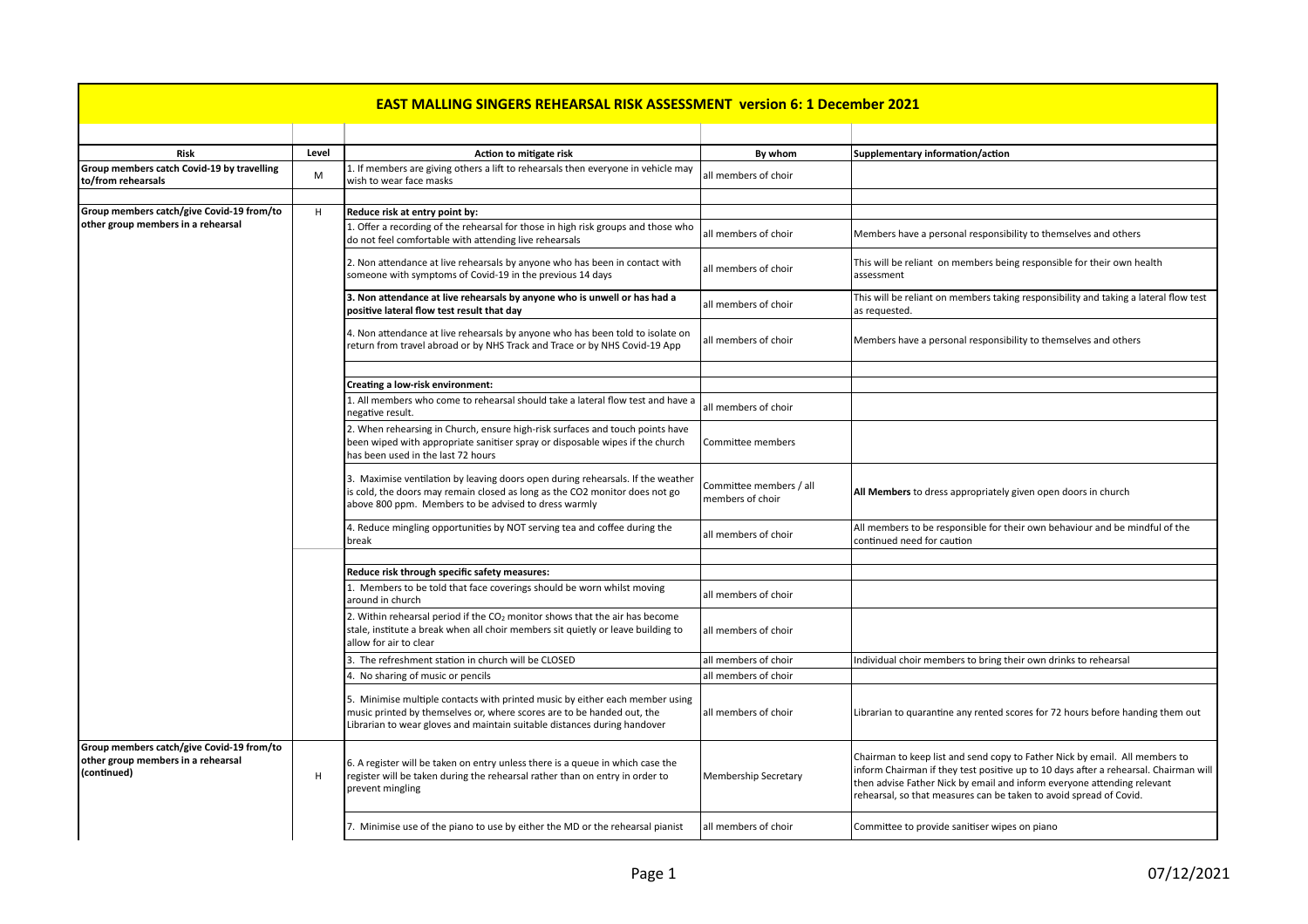# EAST MALLING SINGERS REHEARSAL RISK ASSESSMENT version 6: 1 December 2021

| Risk | Level | Action to mitigate risk | By whom | Supplementary information/action |
|---|---|---|---|---|
| **Group members catch Covid-19 by travelling to/from rehearsals** | M | 1. If members are giving others a lift to rehearsals then everyone in vehicle may wish to wear face masks | all members of choir | |
| | | | | |
| **Group members catch/give Covid-19 from/to other group members in a rehearsal** | H | **Reduce risk at entry point by:** | | |
| | | 1. Offer a recording of the rehearsal for those in high risk groups and those who do not feel comfortable with attending live rehearsals | all members of choir | Members have a personal responsibility to themselves and others |
| | | 2. Non attendance at live rehearsals by anyone who has been in contact with someone with symptoms of Covid-19 in the previous 14 days | all members of choir | This will be reliant on members being responsible for their own health assessment |
| | | **3. Non attendance at live rehearsals by anyone who is unwell or has had a positive lateral flow test result that day** | all members of choir | This will be reliant on members taking responsibility and taking a lateral flow test as requested. |
| | | 4. Non attendance at live rehearsals by anyone who has been told to isolate on return from travel abroad or by NHS Track and Trace or by NHS Covid-19 App | all members of choir | Members have a personal responsibility to themselves and others |
| | | | | |
| | | **Creating a low-risk environment:** | | |
| | | 1. All members who come to rehearsal should take a lateral flow test and have a negative result. | all members of choir | |
| | | 2. When rehearsing in Church, ensure high-risk surfaces and touch points have been wiped with appropriate sanitiser spray or disposable wipes if the church has been used in the last 72 hours | Committee members | |
| | | 3. Maximise ventilation by leaving doors open during rehearsals. If the weather is cold, the doors may remain closed as long as the CO2 monitor does not go above 800 ppm. Members to be advised to dress warmly | Committee members / all members of choir | **All Members** to dress appropriately given open doors in church |
| | | 4. Reduce mingling opportunities by NOT serving tea and coffee during the break | all members of choir | All members to be responsible for their own behaviour and be mindful of the continued need for caution |
| | | | | |
| | | **Reduce risk through specific safety measures:** | | |
| | | 1. Members to be told that face coverings should be worn whilst moving around in church | all members of choir | |
| | | 2. Within rehearsal period if the $CO_2$ monitor shows that the air has become stale, institute a break when all choir members sit quietly or leave building to allow for air to clear | all members of choir | |
| | | 3. The refreshment station in church will be CLOSED | all members of choir | Individual choir members to bring their own drinks to rehearsal |
| | | 4. No sharing of music or pencils | all members of choir | |
| | | 5. Minimise multiple contacts with printed music by either each member using music printed by themselves or, where scores are to be handed out, the Librarian to wear gloves and maintain suitable distances during handover | all members of choir | Librarian to quarantine any rented scores for 72 hours before handing them out |
| **Group members catch/give Covid-19 from/to other group members in a rehearsal (continued)** | H | 6. A register will be taken on entry unless there is a queue in which case the register will be taken during the rehearsal rather than on entry in order to prevent mingling | Membership Secretary | Chairman to keep list and send copy to Father Nick by email. All members to inform Chairman if they test positive up to 10 days after a rehearsal. Chairman will then advise Father Nick by email and inform everyone attending relevant rehearsal, so that measures can be taken to avoid spread of Covid. |
| | | 7. Minimise use of the piano to use by either the MD or the rehearsal pianist | all members of choir | Committee to provide sanitiser wipes on piano |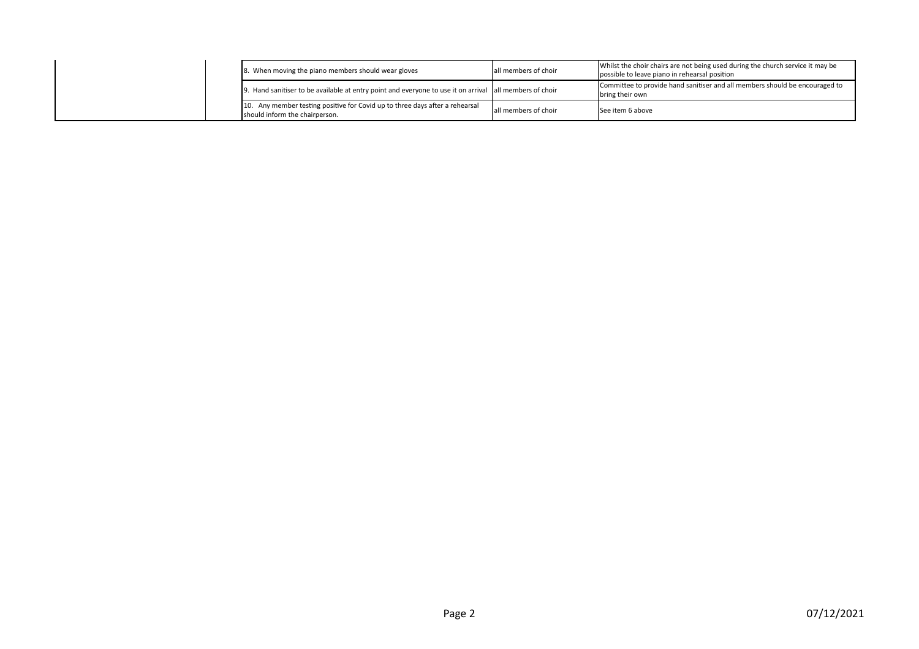| | | | | |
|---|---|---|---|---|
| | | 8. When moving the piano members should wear gloves | all members of choir | Whilst the choir chairs are not being used during the church service it may be possible to leave piano in rehearsal position |
| | | 9. Hand sanitiser to be available at entry point and everyone to use it on arrival | all members of choir | Committee to provide hand sanitiser and all members should be encouraged to bring their own |
| | | 10. Any member testing positive for Covid up to three days after a rehearsal should inform the chairperson. | all members of choir | See item 6 above |

07/12/2021